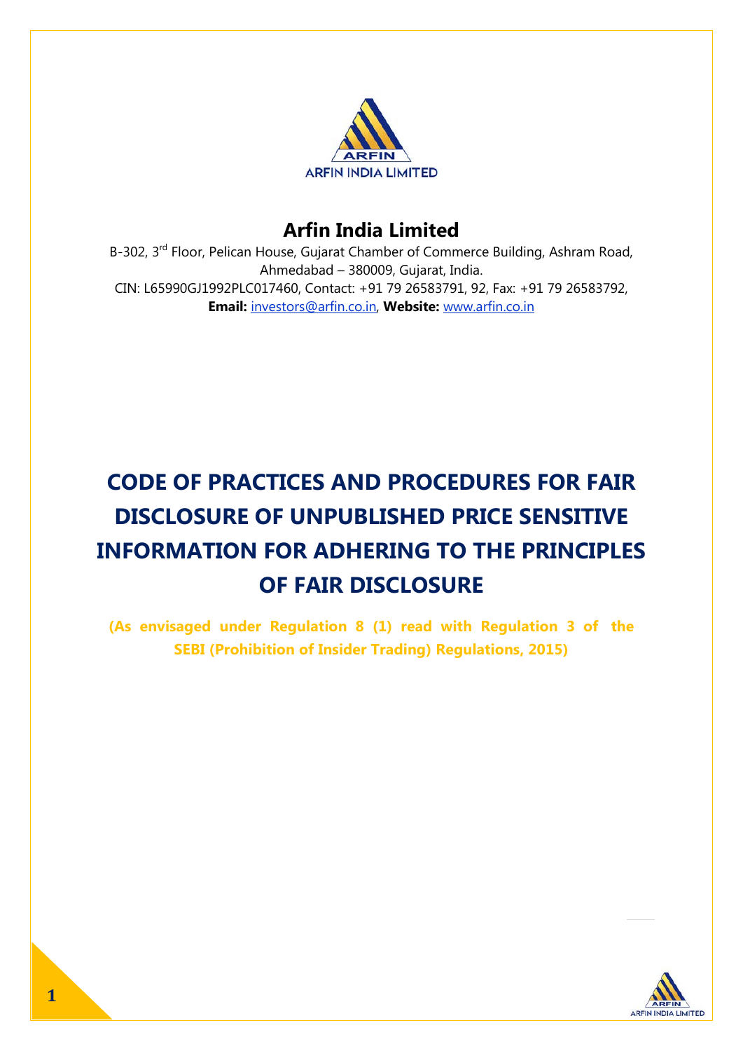# Arfin India Limited

B-302, 3rd Floor, Pelican House, Gujarat Chamber of Commerce Building, Ashram Road, Ahmedabad – 380009, Gujarat, India.
CIN: L65990GJ1992PLC017460, Contact: +91 79 26583791, 92, Fax: +91 79 26583792,
**Email:** investors@arfin.co.in, **Website:** www.arfin.co.in

# CODE OF PRACTICES AND PROCEDURES FOR FAIR DISCLOSURE OF UNPUBLISHED PRICE SENSITIVE INFORMATION FOR ADHERING TO THE PRINCIPLES OF FAIR DISCLOSURE

**(As envisaged under Regulation 8 (1) read with Regulation 3 of the SEBI (Prohibition of Insider Trading) Regulations, 2015)**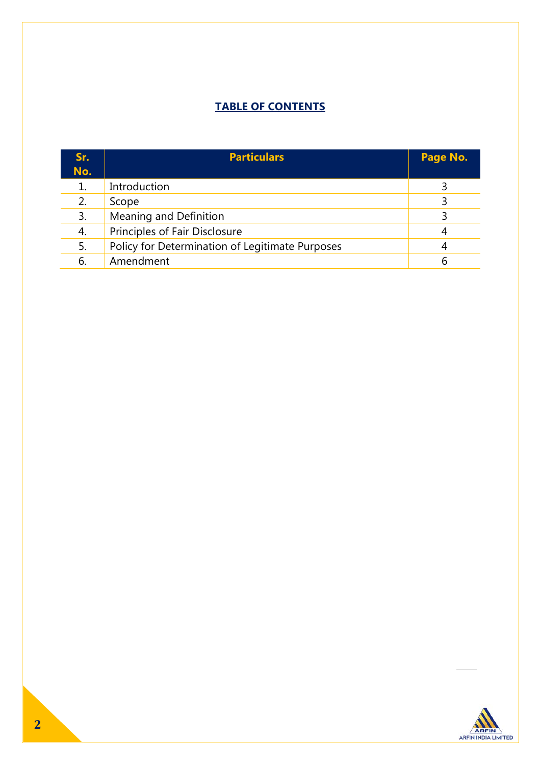## TABLE OF CONTENTS

| Sr. No. | Particulars | Page No. |
|---|---|---|
| 1. | Introduction | 3 |
| 2. | Scope | 3 |
| 3. | Meaning and Definition | 3 |
| 4. | Principles of Fair Disclosure | 4 |
| 5. | Policy for Determination of Legitimate Purposes | 4 |
| 6. | Amendment | 6 |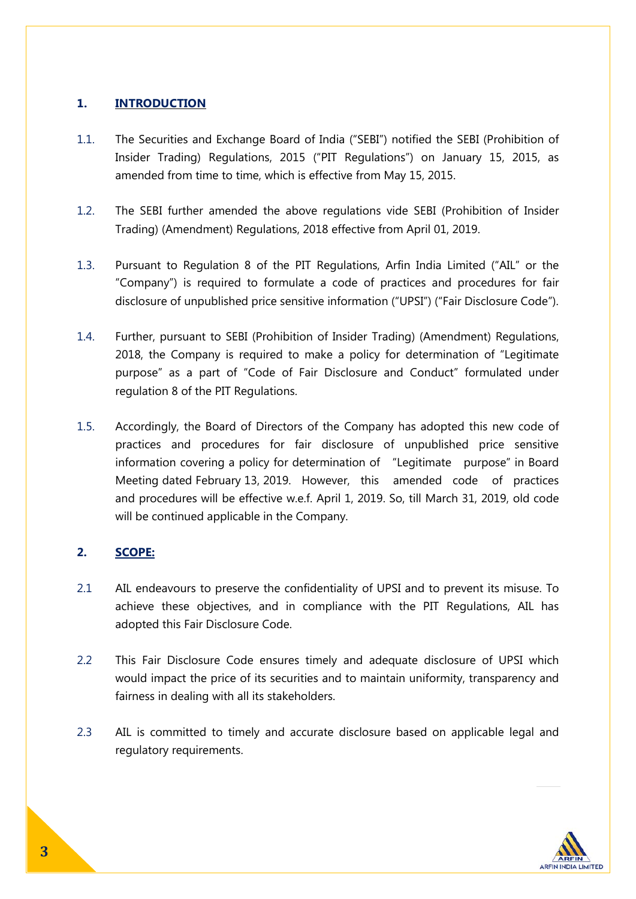## 1. INTRODUCTION

1.1. The Securities and Exchange Board of India ("SEBI") notified the SEBI (Prohibition of Insider Trading) Regulations, 2015 ("PIT Regulations") on January 15, 2015, as amended from time to time, which is effective from May 15, 2015.

1.2. The SEBI further amended the above regulations vide SEBI (Prohibition of Insider Trading) (Amendment) Regulations, 2018 effective from April 01, 2019.

1.3. Pursuant to Regulation 8 of the PIT Regulations, Arfin India Limited ("AIL" or the "Company") is required to formulate a code of practices and procedures for fair disclosure of unpublished price sensitive information ("UPSI") ("Fair Disclosure Code").

1.4. Further, pursuant to SEBI (Prohibition of Insider Trading) (Amendment) Regulations, 2018, the Company is required to make a policy for determination of "Legitimate purpose" as a part of "Code of Fair Disclosure and Conduct" formulated under regulation 8 of the PIT Regulations.

1.5. Accordingly, the Board of Directors of the Company has adopted this new code of practices and procedures for fair disclosure of unpublished price sensitive information covering a policy for determination of "Legitimate purpose" in Board Meeting dated February 13, 2019. However, this amended code of practices and procedures will be effective w.e.f. April 1, 2019. So, till March 31, 2019, old code will be continued applicable in the Company.

## 2. SCOPE:

2.1 AIL endeavours to preserve the confidentiality of UPSI and to prevent its misuse. To achieve these objectives, and in compliance with the PIT Regulations, AIL has adopted this Fair Disclosure Code.

2.2 This Fair Disclosure Code ensures timely and adequate disclosure of UPSI which would impact the price of its securities and to maintain uniformity, transparency and fairness in dealing with all its stakeholders.

2.3 AIL is committed to timely and accurate disclosure based on applicable legal and regulatory requirements.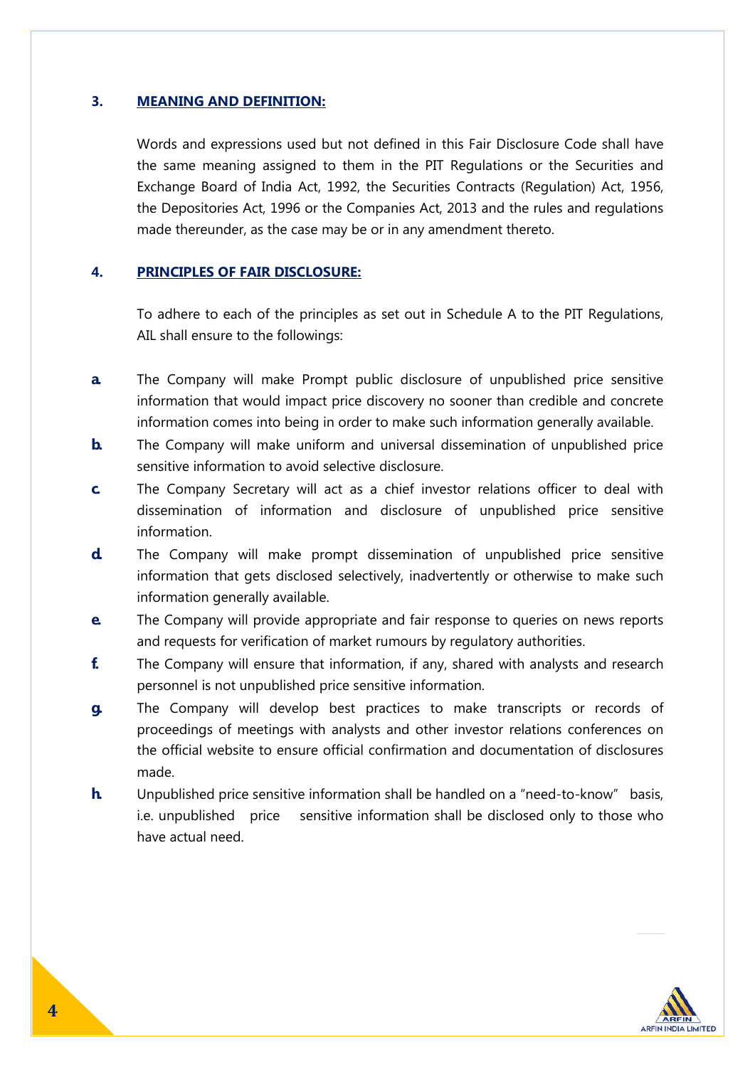## 3. MEANING AND DEFINITION:

Words and expressions used but not defined in this Fair Disclosure Code shall have the same meaning assigned to them in the PIT Regulations or the Securities and Exchange Board of India Act, 1992, the Securities Contracts (Regulation) Act, 1956, the Depositories Act, 1996 or the Companies Act, 2013 and the rules and regulations made thereunder, as the case may be or in any amendment thereto.

## 4. PRINCIPLES OF FAIR DISCLOSURE:

To adhere to each of the principles as set out in Schedule A to the PIT Regulations, AIL shall ensure to the followings:

a. The Company will make Prompt public disclosure of unpublished price sensitive information that would impact price discovery no sooner than credible and concrete information comes into being in order to make such information generally available.

b. The Company will make uniform and universal dissemination of unpublished price sensitive information to avoid selective disclosure.

c. The Company Secretary will act as a chief investor relations officer to deal with dissemination of information and disclosure of unpublished price sensitive information.

d. The Company will make prompt dissemination of unpublished price sensitive information that gets disclosed selectively, inadvertently or otherwise to make such information generally available.

e. The Company will provide appropriate and fair response to queries on news reports and requests for verification of market rumours by regulatory authorities.

f. The Company will ensure that information, if any, shared with analysts and research personnel is not unpublished price sensitive information.

g. The Company will develop best practices to make transcripts or records of proceedings of meetings with analysts and other investor relations conferences on the official website to ensure official confirmation and documentation of disclosures made.

h. Unpublished price sensitive information shall be handled on a "need-to-know" basis, i.e. unpublished price sensitive information shall be disclosed only to those who have actual need.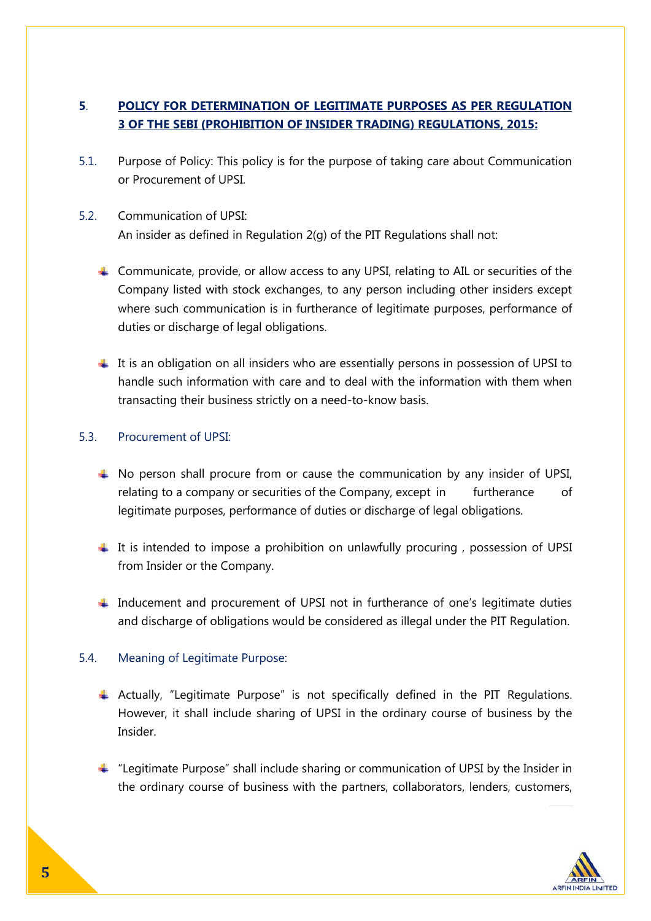## 5. POLICY FOR DETERMINATION OF LEGITIMATE PURPOSES AS PER REGULATION 3 OF THE SEBI (PROHIBITION OF INSIDER TRADING) REGULATIONS, 2015:

5.1. Purpose of Policy: This policy is for the purpose of taking care about Communication or Procurement of UPSI.

5.2. Communication of UPSI:
An insider as defined in Regulation 2(g) of the PIT Regulations shall not:

- Communicate, provide, or allow access to any UPSI, relating to AIL or securities of the Company listed with stock exchanges, to any person including other insiders except where such communication is in furtherance of legitimate purposes, performance of duties or discharge of legal obligations.

- It is an obligation on all insiders who are essentially persons in possession of UPSI to handle such information with care and to deal with the information with them when transacting their business strictly on a need-to-know basis.

5.3. Procurement of UPSI:

- No person shall procure from or cause the communication by any insider of UPSI, relating to a company or securities of the Company, except in furtherance of legitimate purposes, performance of duties or discharge of legal obligations.

- It is intended to impose a prohibition on unlawfully procuring , possession of UPSI from Insider or the Company.

- Inducement and procurement of UPSI not in furtherance of one's legitimate duties and discharge of obligations would be considered as illegal under the PIT Regulation.

5.4. Meaning of Legitimate Purpose:

- Actually, "Legitimate Purpose" is not specifically defined in the PIT Regulations. However, it shall include sharing of UPSI in the ordinary course of business by the Insider.

- "Legitimate Purpose" shall include sharing or communication of UPSI by the Insider in the ordinary course of business with the partners, collaborators, lenders, customers,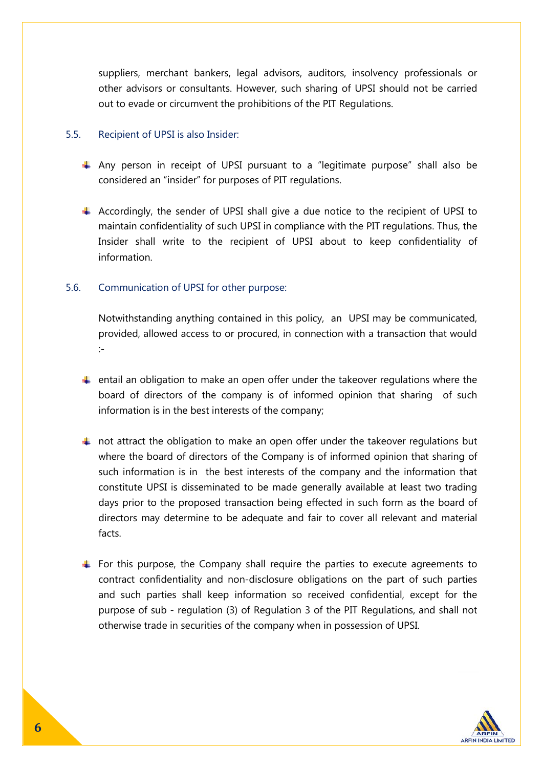suppliers, merchant bankers, legal advisors, auditors, insolvency professionals or other advisors or consultants. However, such sharing of UPSI should not be carried out to evade or circumvent the prohibitions of the PIT Regulations.

### 5.5. Recipient of UPSI is also Insider:

- Any person in receipt of UPSI pursuant to a "legitimate purpose" shall also be considered an "insider" for purposes of PIT regulations.

- Accordingly, the sender of UPSI shall give a due notice to the recipient of UPSI to maintain confidentiality of such UPSI in compliance with the PIT regulations. Thus, the Insider shall write to the recipient of UPSI about to keep confidentiality of information.

### 5.6. Communication of UPSI for other purpose:

Notwithstanding anything contained in this policy, an UPSI may be communicated, provided, allowed access to or procured, in connection with a transaction that would :-

- entail an obligation to make an open offer under the takeover regulations where the board of directors of the company is of informed opinion that sharing of such information is in the best interests of the company;

- not attract the obligation to make an open offer under the takeover regulations but where the board of directors of the Company is of informed opinion that sharing of such information is in the best interests of the company and the information that constitute UPSI is disseminated to be made generally available at least two trading days prior to the proposed transaction being effected in such form as the board of directors may determine to be adequate and fair to cover all relevant and material facts.

- For this purpose, the Company shall require the parties to execute agreements to contract confidentiality and non-disclosure obligations on the part of such parties and such parties shall keep information so received confidential, except for the purpose of sub - regulation (3) of Regulation 3 of the PIT Regulations, and shall not otherwise trade in securities of the company when in possession of UPSI.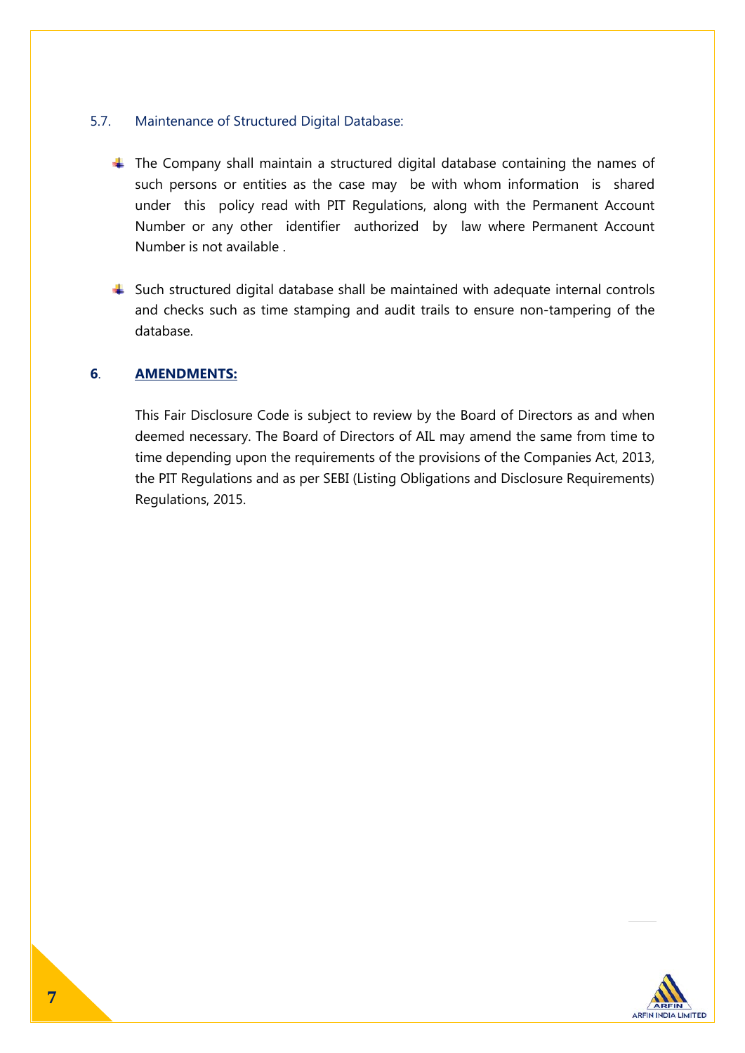5.7. Maintenance of Structured Digital Database:

- The Company shall maintain a structured digital database containing the names of such persons or entities as the case may be with whom information is shared under this policy read with PIT Regulations, along with the Permanent Account Number or any other identifier authorized by law where Permanent Account Number is not available .

- Such structured digital database shall be maintained with adequate internal controls and checks such as time stamping and audit trails to ensure non-tampering of the database.

## 6. AMENDMENTS:

This Fair Disclosure Code is subject to review by the Board of Directors as and when deemed necessary. The Board of Directors of AIL may amend the same from time to time depending upon the requirements of the provisions of the Companies Act, 2013, the PIT Regulations and as per SEBI (Listing Obligations and Disclosure Requirements) Regulations, 2015.